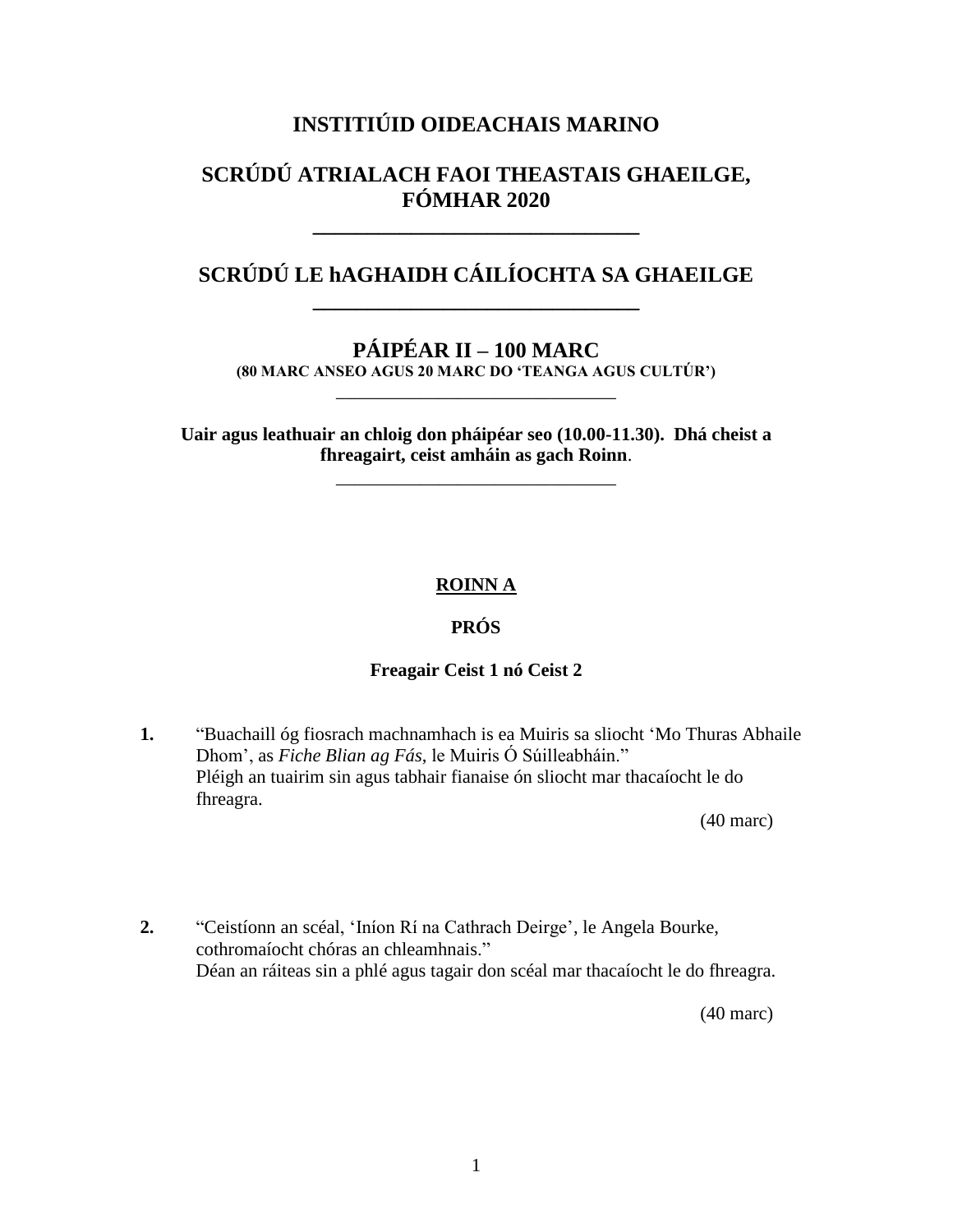# INSTITIÚID OIDEACHAIS MARINO

## SCRÚDÚ ATRIALACH FAOI THEASTAIS GHAEILGE, FÓMHAR 2020

---

## SCRÚDÚ LE hAGHAIDH CÁILÍOCHTA SA GHAEILGE

---

## PÁIPÉAR II – 100 MARC

**(80 MARC ANSEO AGUS 20 MARC DO 'TEANGA AGUS CULTÚR')**

---

**Uair agus leathuair an chloig don pháipéar seo (10.00-11.30). Dhá cheist a fhreagairt, ceist amháin as gach Roinn.**

---

### ROINN A

### PRÓS

**Freagair Ceist 1 nó Ceist 2**

**1.** "Buachaill óg fiosrach machnamhach is ea Muiris sa sliocht 'Mo Thuras Abhaile Dhom', as *Fiche Blian ag Fás*, le Muiris Ó Súilleabháin."
Pléigh an tuairim sin agus tabhair fianaise ón sliocht mar thacaíocht le do fhreagra.

(40 marc)

**2.** "Ceistíonn an scéal, 'Iníon Rí na Cathrach Deirge', le Angela Bourke, cothromaíocht chóras an chleamhnais."
Déan an ráiteas sin a phlé agus tagair don scéal mar thacaíocht le do fhreagra.

(40 marc)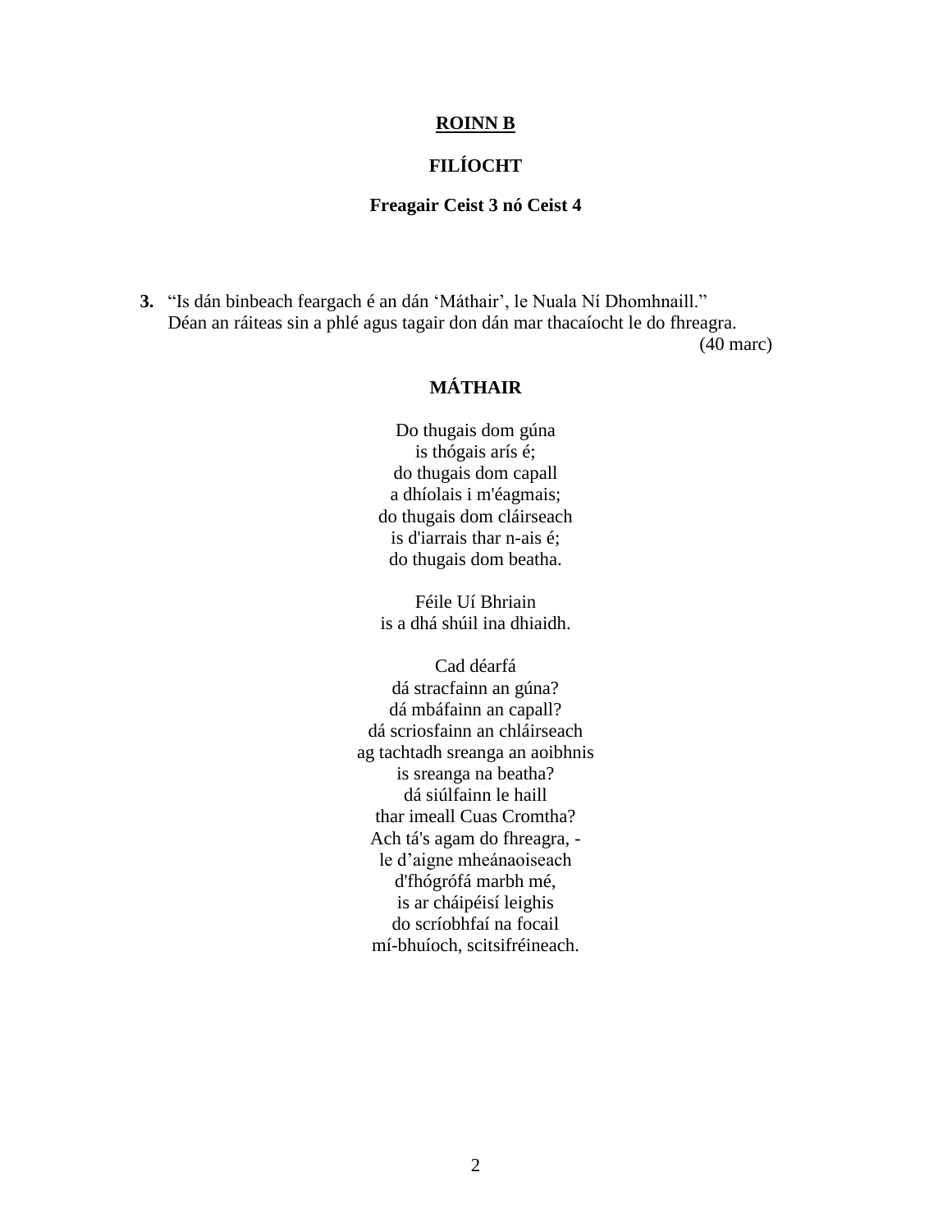## ROINN B

### FILÍOCHT

**Freagair Ceist 3 nó Ceist 4**

**3.** "Is dán binbeach feargach é an dán 'Máthair', le Nuala Ní Dhomhnaill."
Déan an ráiteas sin a phlé agus tagair don dán mar thacaíocht le do fhreagra.

(40 marc)

**MÁTHAIR**

Do thugais dom gúna
is thógais arís é;
do thugais dom capall
a dhíolais i m'éagmais;
do thugais dom cláirseach
is d'iarrais thar n-ais é;
do thugais dom beatha.

Féile Uí Bhriain
is a dhá shúil ina dhiaidh.

Cad déarfá
dá stracfainn an gúna?
dá mbáfainn an capall?
dá scriosfainn an chláirseach
ag tachtadh sreanga an aoibhnis
is sreanga na beatha?
dá siúlfainn le haill
thar imeall Cuas Cromtha?
Ach tá's agam do fhreagra, -
le d'aigne mheánaoiseach
d'fhógrófá marbh mé,
is ar cháipéisí leighis
do scríobhfaí na focail
mí-bhuíoch, scitsifréineach.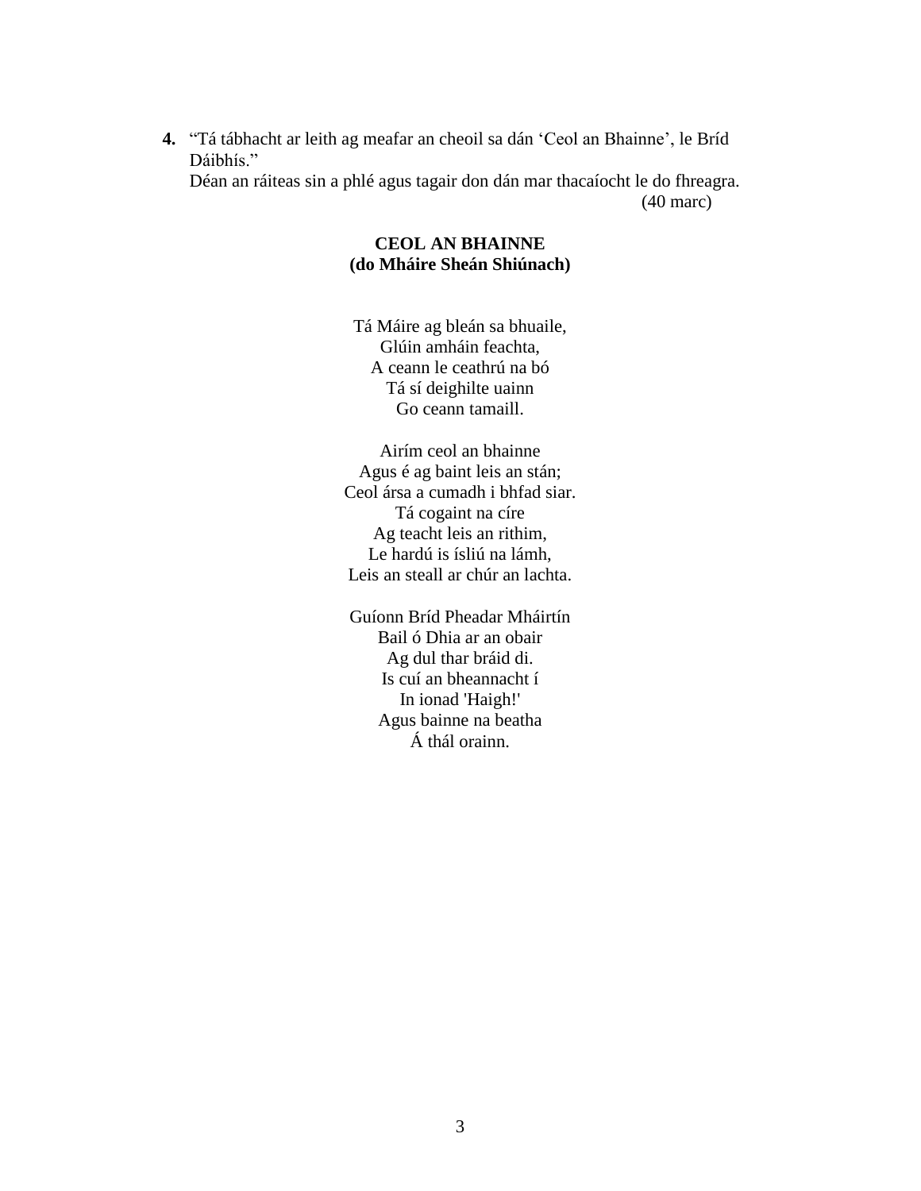4. “Tá tábhacht ar leith ag meafar an cheoil sa dán ‘Ceol an Bhainne’, le Bríd Dáibhís.”
   Déan an ráiteas sin a phlé agus tagair don dán mar thacaíocht le do fhreagra.
   (40 marc)

**CEOL AN BHAINNE**
**(do Mháire Sheán Shiúnach)**

Tá Máire ag bleán sa bhuaile,
Glúin amháin feachta,
A ceann le ceathrú na bó
Tá sí deighilte uainn
Go ceann tamaill.

Airím ceol an bhainne
Agus é ag baint leis an stán;
Ceol ársa a cumadh i bhfad siar.
Tá cogaint na círe
Ag teacht leis an rithim,
Le hardú is ísliú na lámh,
Leis an steall ar chúr an lachta.

Guíonn Bríd Pheadar Mháirtín
Bail ó Dhia ar an obair
Ag dul thar bráid di.
Is cuí an bheannacht í
In ionad 'Haigh!'
Agus bainne na beatha
Á thál orainn.